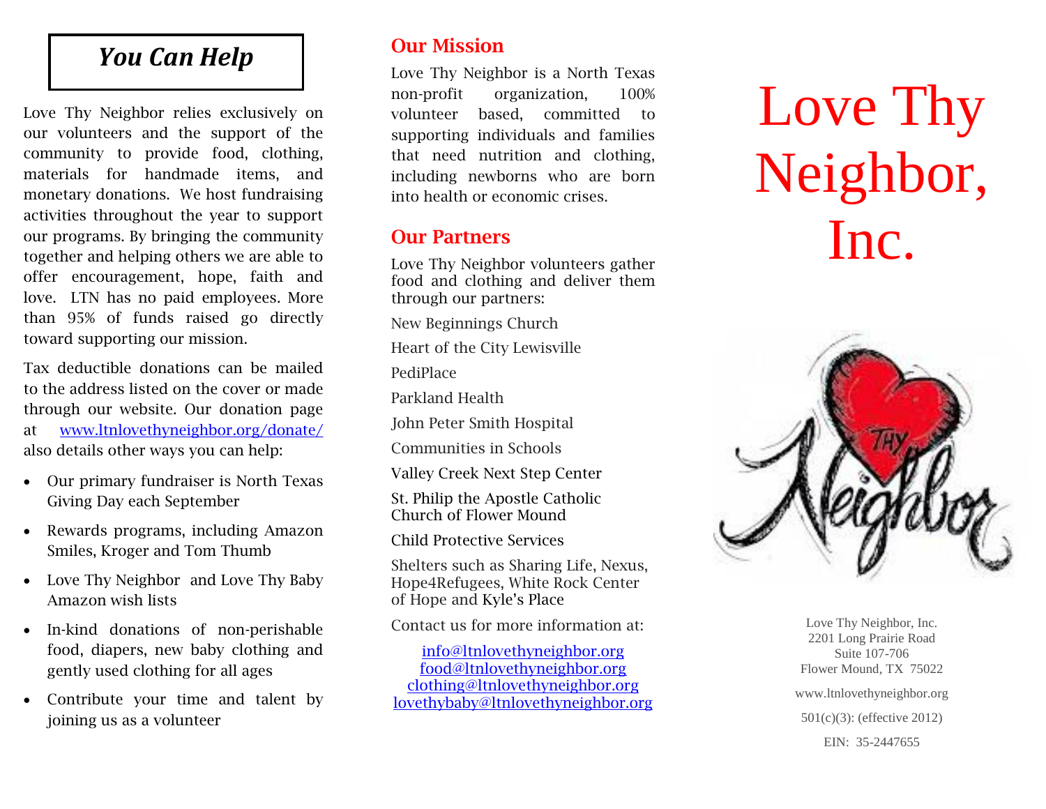## *You Can Help*

Love Thy Neighbor relies exclusively on our volunteers and the support of the community to provide food, clothing, materials for handmade items, and monetary donations. We host fundraising activities throughout the year to support our programs. By bringing the community together and helping others we are able to offer encouragement, hope, faith and love. LTN has no paid employees. More than 95% of funds raised go directly toward supporting our mission.

Tax deductible donations can be mailed to the address listed on the cover or made through our website. Our donation page at www.ltnlovethyneighbor.org/donate/ also details other ways you can help:

- Our primary fundraiser is North Texas Giving Day each September
- Rewards programs, including Amazon Smiles, Kroger and Tom Thumb
- Love Thy Neighbor and Love Thy Baby Amazon wish lists
- In-kind donations of non-perishable food, diapers, new baby clothing and gently used clothing for all ages
- Contribute your time and talent by joining us as a volunteer

## Our Mission

Love Thy Neighbor is a North Texas non-profit organization, 100% volunteer based, committed to supporting individuals and families that need nutrition and clothing, including newborns who are born into health or economic crises.

## Our Partners

Love Thy Neighbor volunteers gather food and clothing and deliver them through our partners:

New Beginnings Church

Heart of the City Lewisville

PediPlace

Parkland Health

John Peter Smith Hospital

Communities in Schools

Valley Creek Next Step Center

St. Philip the Apostle Catholic Church of Flower Mound

Child Protective Services

Shelters such as Sharing Life, Nexus, Hope4Refugees, White Rock Center of Hope and Kyle's Place

Contact us for more information at:

info@ltnlovethyneighbor.org
food@ltnlovethyneighbor.org
clothing@ltnlovethyneighbor.org
lovethybaby@ltnlovethyneighbor.org

# Love Thy Neighbor, Inc.

Love Thy Neighbor, Inc.
2201 Long Prairie Road
Suite 107-706
Flower Mound, TX 75022

www.ltnlovethyneighbor.org

501(c)(3): (effective 2012)

EIN: 35-2447655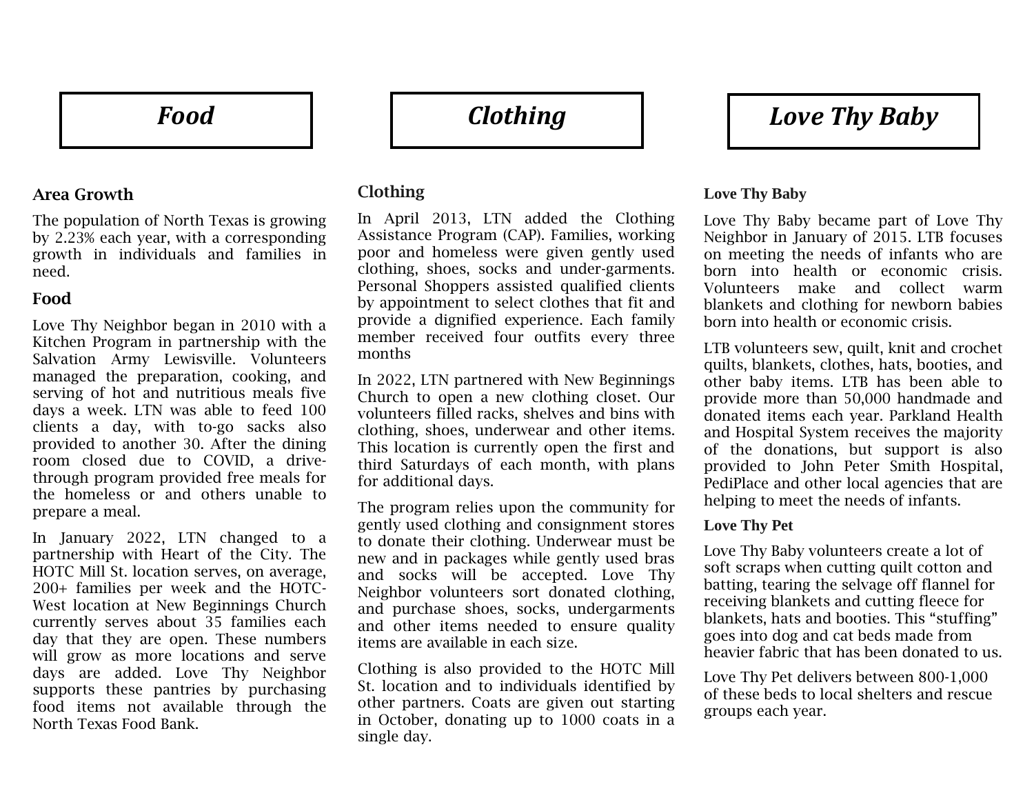# *Food*

### Area Growth

The population of North Texas is growing by 2.23% each year, with a corresponding growth in individuals and families in need.

### Food

Love Thy Neighbor began in 2010 with a Kitchen Program in partnership with the Salvation Army Lewisville. Volunteers managed the preparation, cooking, and serving of hot and nutritious meals five days a week. LTN was able to feed 100 clients a day, with to-go sacks also provided to another 30. After the dining room closed due to COVID, a drive-through program provided free meals for the homeless or and others unable to prepare a meal.

In January 2022, LTN changed to a partnership with Heart of the City. The HOTC Mill St. location serves, on average, 200+ families per week and the HOTC-West location at New Beginnings Church currently serves about 35 families each day that they are open. These numbers will grow as more locations and serve days are added. Love Thy Neighbor supports these pantries by purchasing food items not available through the North Texas Food Bank.

# *Clothing*

### Clothing

In April 2013, LTN added the Clothing Assistance Program (CAP). Families, working poor and homeless were given gently used clothing, shoes, socks and under-garments. Personal Shoppers assisted qualified clients by appointment to select clothes that fit and provide a dignified experience. Each family member received four outfits every three months

In 2022, LTN partnered with New Beginnings Church to open a new clothing closet. Our volunteers filled racks, shelves and bins with clothing, shoes, underwear and other items. This location is currently open the first and third Saturdays of each month, with plans for additional days.

The program relies upon the community for gently used clothing and consignment stores to donate their clothing. Underwear must be new and in packages while gently used bras and socks will be accepted. Love Thy Neighbor volunteers sort donated clothing, and purchase shoes, socks, undergarments and other items needed to ensure quality items are available in each size.

Clothing is also provided to the HOTC Mill St. location and to individuals identified by other partners. Coats are given out starting in October, donating up to 1000 coats in a single day.

# *Love Thy Baby*

### Love Thy Baby

Love Thy Baby became part of Love Thy Neighbor in January of 2015. LTB focuses on meeting the needs of infants who are born into health or economic crisis. Volunteers make and collect warm blankets and clothing for newborn babies born into health or economic crisis.

LTB volunteers sew, quilt, knit and crochet quilts, blankets, clothes, hats, booties, and other baby items. LTB has been able to provide more than 50,000 handmade and donated items each year. Parkland Health and Hospital System receives the majority of the donations, but support is also provided to John Peter Smith Hospital, PediPlace and other local agencies that are helping to meet the needs of infants.

### Love Thy Pet

Love Thy Baby volunteers create a lot of soft scraps when cutting quilt cotton and batting, tearing the selvage off flannel for receiving blankets and cutting fleece for blankets, hats and booties. This "stuffing" goes into dog and cat beds made from heavier fabric that has been donated to us.

Love Thy Pet delivers between 800-1,000 of these beds to local shelters and rescue groups each year.